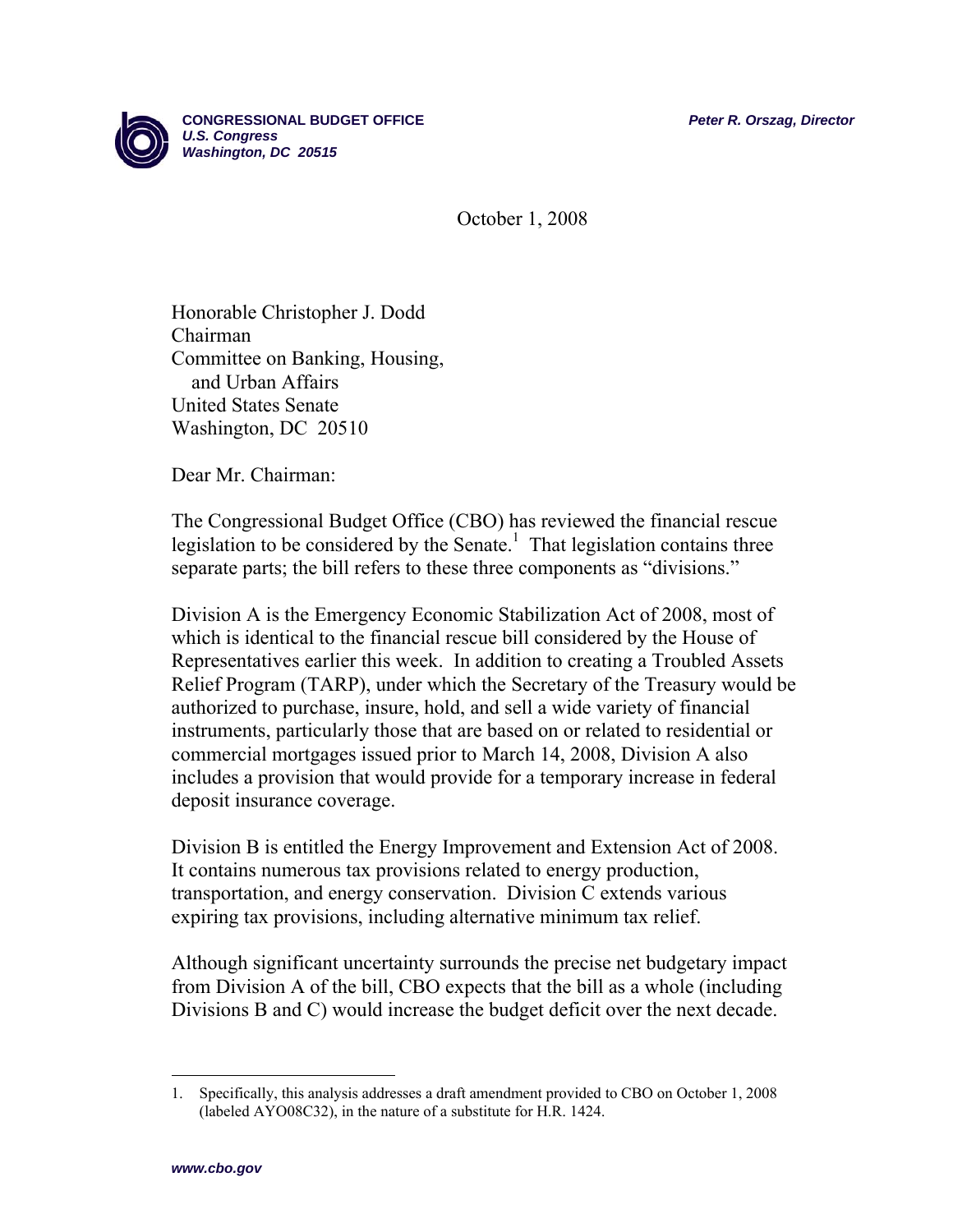**CONGRESSIONAL BUDGET OFFICE**
***U.S. Congress***
***Washington, DC 20515***

***Peter R. Orszag, Director***

October 1, 2008

Honorable Christopher J. Dodd
Chairman
Committee on Banking, Housing,
and Urban Affairs
United States Senate
Washington, DC 20510

Dear Mr. Chairman:

The Congressional Budget Office (CBO) has reviewed the financial rescue legislation to be considered by the Senate.[1] That legislation contains three separate parts; the bill refers to these three components as "divisions."

Division A is the Emergency Economic Stabilization Act of 2008, most of which is identical to the financial rescue bill considered by the House of Representatives earlier this week. In addition to creating a Troubled Assets Relief Program (TARP), under which the Secretary of the Treasury would be authorized to purchase, insure, hold, and sell a wide variety of financial instruments, particularly those that are based on or related to residential or commercial mortgages issued prior to March 14, 2008, Division A also includes a provision that would provide for a temporary increase in federal deposit insurance coverage.

Division B is entitled the Energy Improvement and Extension Act of 2008. It contains numerous tax provisions related to energy production, transportation, and energy conservation. Division C extends various expiring tax provisions, including alternative minimum tax relief.

Although significant uncertainty surrounds the precise net budgetary impact from Division A of the bill, CBO expects that the bill as a whole (including Divisions B and C) would increase the budget deficit over the next decade.

---

1. Specifically, this analysis addresses a draft amendment provided to CBO on October 1, 2008 (labeled AYO08C32), in the nature of a substitute for H.R. 1424.

***www.cbo.gov***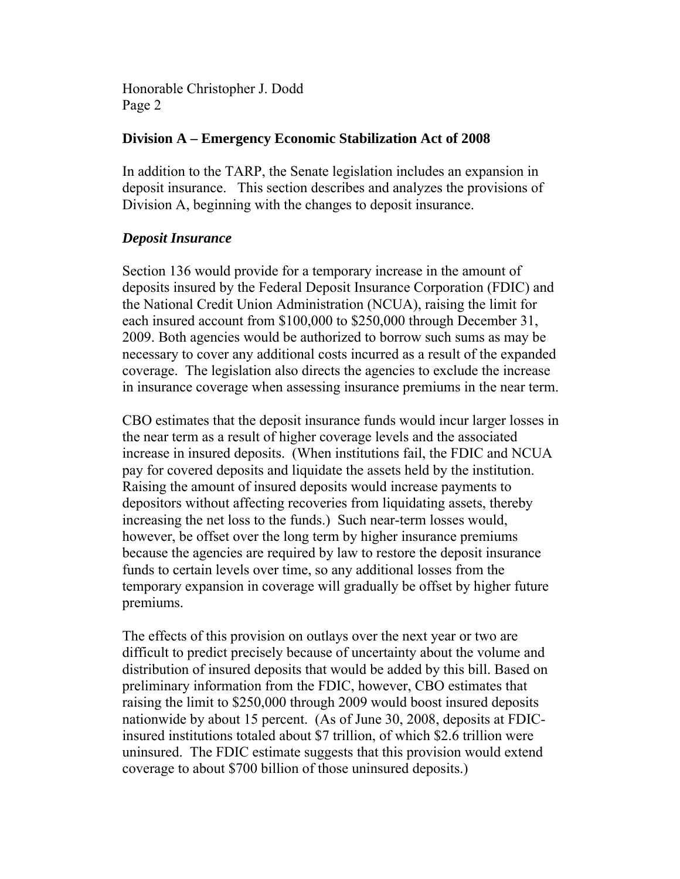## Division A – Emergency Economic Stabilization Act of 2008

In addition to the TARP, the Senate legislation includes an expansion in deposit insurance. This section describes and analyzes the provisions of Division A, beginning with the changes to deposit insurance.

### *Deposit Insurance*

Section 136 would provide for a temporary increase in the amount of deposits insured by the Federal Deposit Insurance Corporation (FDIC) and the National Credit Union Administration (NCUA), raising the limit for each insured account from $100,000 to $250,000 through December 31, 2009. Both agencies would be authorized to borrow such sums as may be necessary to cover any additional costs incurred as a result of the expanded coverage. The legislation also directs the agencies to exclude the increase in insurance coverage when assessing insurance premiums in the near term.

CBO estimates that the deposit insurance funds would incur larger losses in the near term as a result of higher coverage levels and the associated increase in insured deposits. (When institutions fail, the FDIC and NCUA pay for covered deposits and liquidate the assets held by the institution. Raising the amount of insured deposits would increase payments to depositors without affecting recoveries from liquidating assets, thereby increasing the net loss to the funds.) Such near-term losses would, however, be offset over the long term by higher insurance premiums because the agencies are required by law to restore the deposit insurance funds to certain levels over time, so any additional losses from the temporary expansion in coverage will gradually be offset by higher future premiums.

The effects of this provision on outlays over the next year or two are difficult to predict precisely because of uncertainty about the volume and distribution of insured deposits that would be added by this bill. Based on preliminary information from the FDIC, however, CBO estimates that raising the limit to $250,000 through 2009 would boost insured deposits nationwide by about 15 percent. (As of June 30, 2008, deposits at FDIC-insured institutions totaled about $7 trillion, of which $2.6 trillion were uninsured. The FDIC estimate suggests that this provision would extend coverage to about $700 billion of those uninsured deposits.)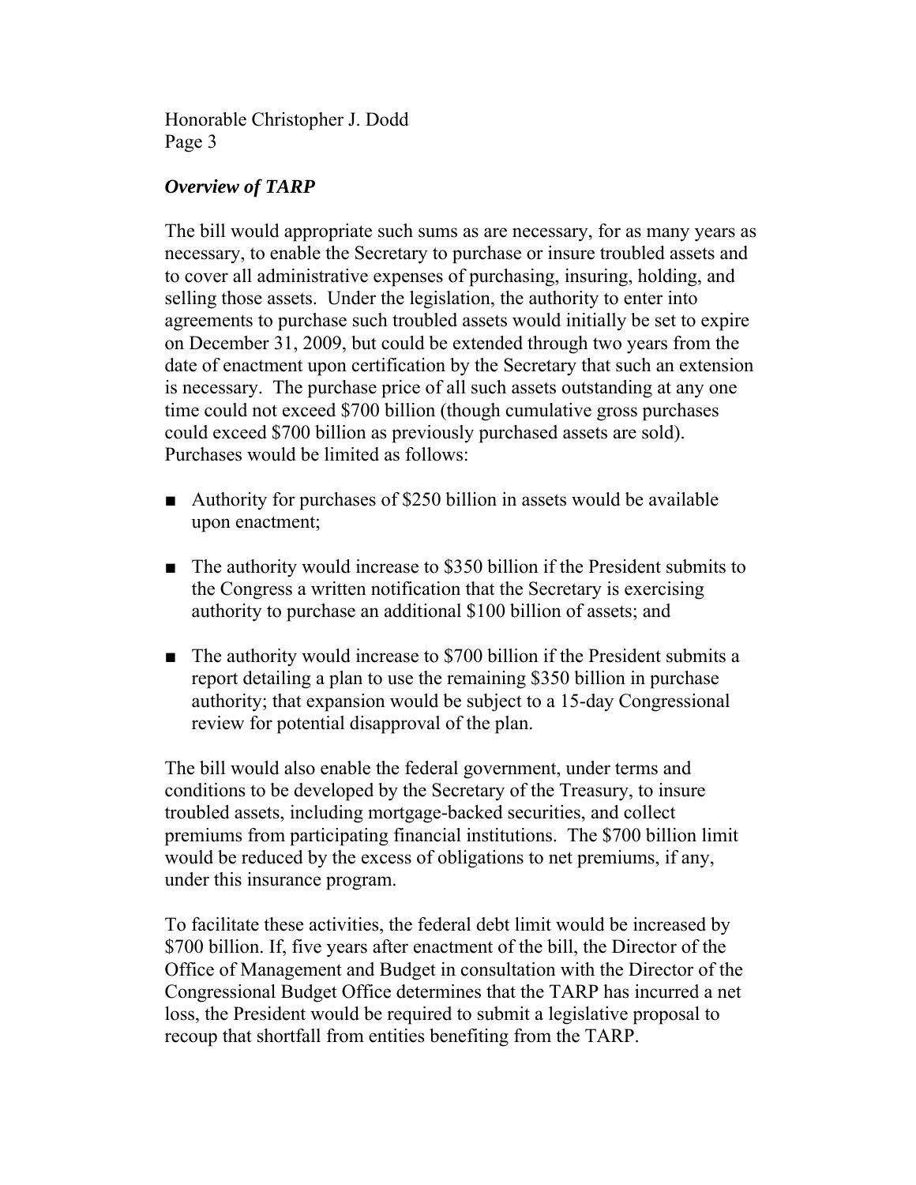### *Overview of TARP*

The bill would appropriate such sums as are necessary, for as many years as necessary, to enable the Secretary to purchase or insure troubled assets and to cover all administrative expenses of purchasing, insuring, holding, and selling those assets. Under the legislation, the authority to enter into agreements to purchase such troubled assets would initially be set to expire on December 31, 2009, but could be extended through two years from the date of enactment upon certification by the Secretary that such an extension is necessary. The purchase price of all such assets outstanding at any one time could not exceed $700 billion (though cumulative gross purchases could exceed $700 billion as previously purchased assets are sold). Purchases would be limited as follows:

- Authority for purchases of $250 billion in assets would be available upon enactment;
- The authority would increase to $350 billion if the President submits to the Congress a written notification that the Secretary is exercising authority to purchase an additional $100 billion of assets; and
- The authority would increase to $700 billion if the President submits a report detailing a plan to use the remaining $350 billion in purchase authority; that expansion would be subject to a 15-day Congressional review for potential disapproval of the plan.

The bill would also enable the federal government, under terms and conditions to be developed by the Secretary of the Treasury, to insure troubled assets, including mortgage-backed securities, and collect premiums from participating financial institutions. The $700 billion limit would be reduced by the excess of obligations to net premiums, if any, under this insurance program.

To facilitate these activities, the federal debt limit would be increased by $700 billion. If, five years after enactment of the bill, the Director of the Office of Management and Budget in consultation with the Director of the Congressional Budget Office determines that the TARP has incurred a net loss, the President would be required to submit a legislative proposal to recoup that shortfall from entities benefiting from the TARP.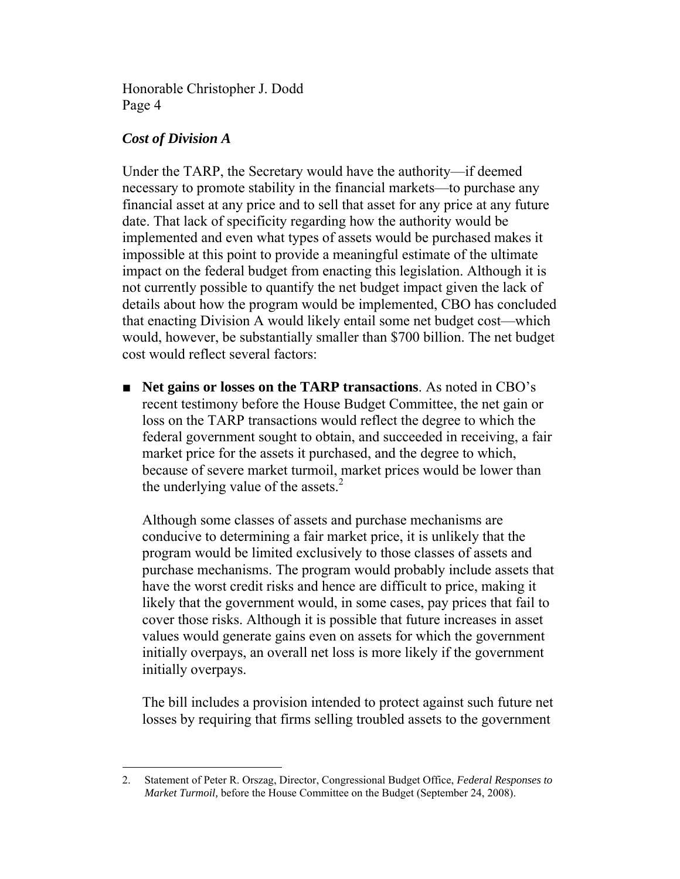### *Cost of Division A*

Under the TARP, the Secretary would have the authority—if deemed necessary to promote stability in the financial markets—to purchase any financial asset at any price and to sell that asset for any price at any future date. That lack of specificity regarding how the authority would be implemented and even what types of assets would be purchased makes it impossible at this point to provide a meaningful estimate of the ultimate impact on the federal budget from enacting this legislation. Although it is not currently possible to quantify the net budget impact given the lack of details about how the program would be implemented, CBO has concluded that enacting Division A would likely entail some net budget cost—which would, however, be substantially smaller than $700 billion. The net budget cost would reflect several factors:

- **Net gains or losses on the TARP transactions**. As noted in CBO's recent testimony before the House Budget Committee, the net gain or loss on the TARP transactions would reflect the degree to which the federal government sought to obtain, and succeeded in receiving, a fair market price for the assets it purchased, and the degree to which, because of severe market turmoil, market prices would be lower than the underlying value of the assets.[2]

  Although some classes of assets and purchase mechanisms are conducive to determining a fair market price, it is unlikely that the program would be limited exclusively to those classes of assets and purchase mechanisms. The program would probably include assets that have the worst credit risks and hence are difficult to price, making it likely that the government would, in some cases, pay prices that fail to cover those risks. Although it is possible that future increases in asset values would generate gains even on assets for which the government initially overpays, an overall net loss is more likely if the government initially overpays.

  The bill includes a provision intended to protect against such future net losses by requiring that firms selling troubled assets to the government

---

2. Statement of Peter R. Orszag, Director, Congressional Budget Office, *Federal Responses to Market Turmoil,* before the House Committee on the Budget (September 24, 2008).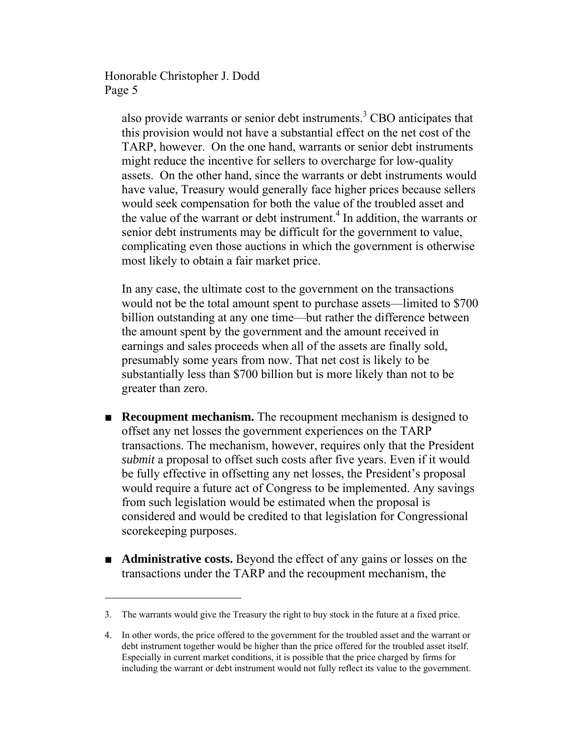also provide warrants or senior debt instruments.[3] CBO anticipates that this provision would not have a substantial effect on the net cost of the TARP, however. On the one hand, warrants or senior debt instruments might reduce the incentive for sellers to overcharge for low-quality assets. On the other hand, since the warrants or debt instruments would have value, Treasury would generally face higher prices because sellers would seek compensation for both the value of the troubled asset and the value of the warrant or debt instrument.[4] In addition, the warrants or senior debt instruments may be difficult for the government to value, complicating even those auctions in which the government is otherwise most likely to obtain a fair market price.

In any case, the ultimate cost to the government on the transactions would not be the total amount spent to purchase assets—limited to $700 billion outstanding at any one time—but rather the difference between the amount spent by the government and the amount received in earnings and sales proceeds when all of the assets are finally sold, presumably some years from now. That net cost is likely to be substantially less than $700 billion but is more likely than not to be greater than zero.

- **Recoupment mechanism.** The recoupment mechanism is designed to offset any net losses the government experiences on the TARP transactions. The mechanism, however, requires only that the President *submit* a proposal to offset such costs after five years. Even if it would be fully effective in offsetting any net losses, the President's proposal would require a future act of Congress to be implemented. Any savings from such legislation would be estimated when the proposal is considered and would be credited to that legislation for Congressional scorekeeping purposes.

- **Administrative costs.** Beyond the effect of any gains or losses on the transactions under the TARP and the recoupment mechanism, the

---

3. The warrants would give the Treasury the right to buy stock in the future at a fixed price.

4. In other words, the price offered to the government for the troubled asset and the warrant or debt instrument together would be higher than the price offered for the troubled asset itself. Especially in current market conditions, it is possible that the price charged by firms for including the warrant or debt instrument would not fully reflect its value to the government.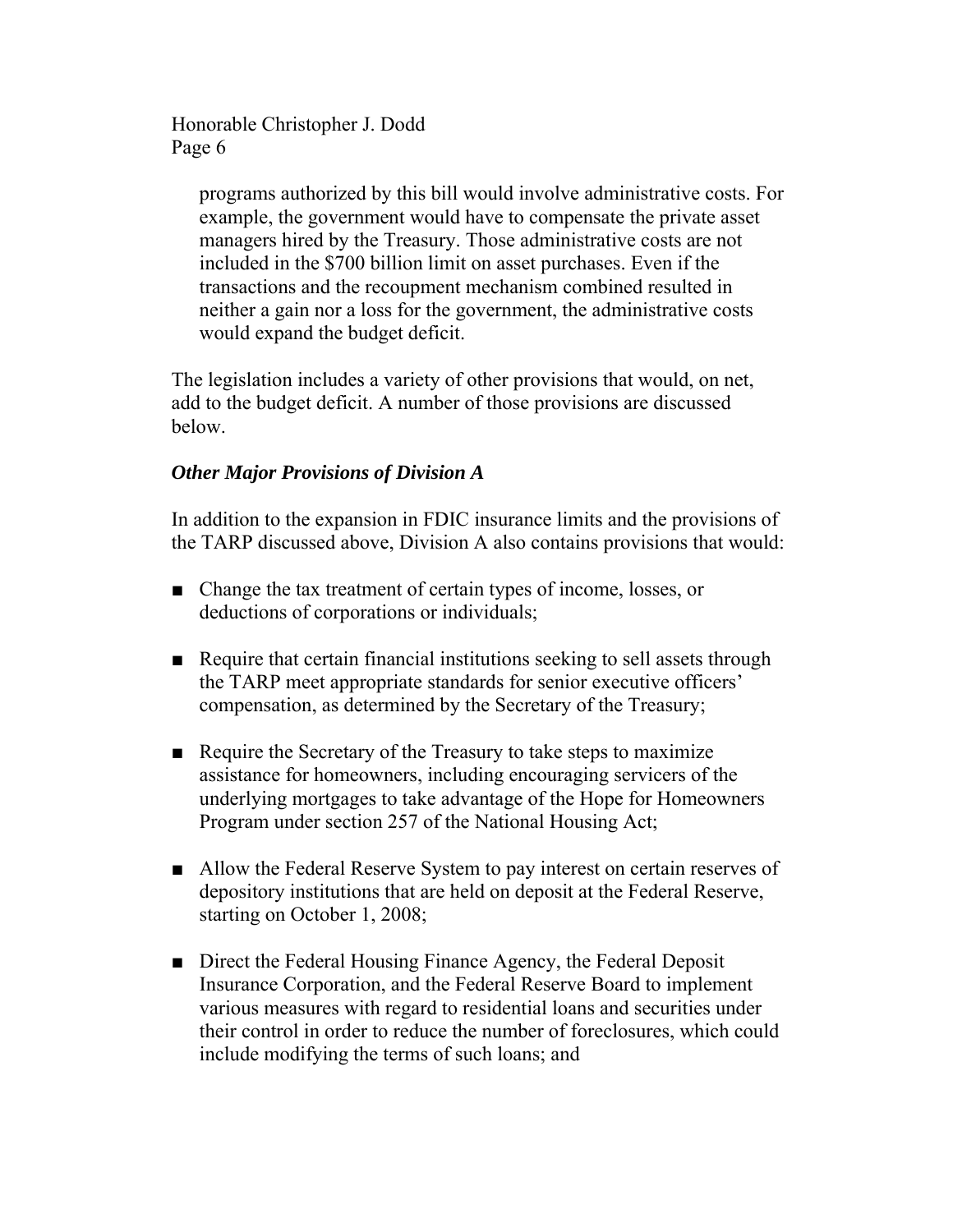programs authorized by this bill would involve administrative costs. For example, the government would have to compensate the private asset managers hired by the Treasury. Those administrative costs are not included in the $700 billion limit on asset purchases. Even if the transactions and the recoupment mechanism combined resulted in neither a gain nor a loss for the government, the administrative costs would expand the budget deficit.

The legislation includes a variety of other provisions that would, on net, add to the budget deficit. A number of those provisions are discussed below.

***Other Major Provisions of Division A***

In addition to the expansion in FDIC insurance limits and the provisions of the TARP discussed above, Division A also contains provisions that would:

- Change the tax treatment of certain types of income, losses, or deductions of corporations or individuals;
- Require that certain financial institutions seeking to sell assets through the TARP meet appropriate standards for senior executive officers' compensation, as determined by the Secretary of the Treasury;
- Require the Secretary of the Treasury to take steps to maximize assistance for homeowners, including encouraging servicers of the underlying mortgages to take advantage of the Hope for Homeowners Program under section 257 of the National Housing Act;
- Allow the Federal Reserve System to pay interest on certain reserves of depository institutions that are held on deposit at the Federal Reserve, starting on October 1, 2008;
- Direct the Federal Housing Finance Agency, the Federal Deposit Insurance Corporation, and the Federal Reserve Board to implement various measures with regard to residential loans and securities under their control in order to reduce the number of foreclosures, which could include modifying the terms of such loans; and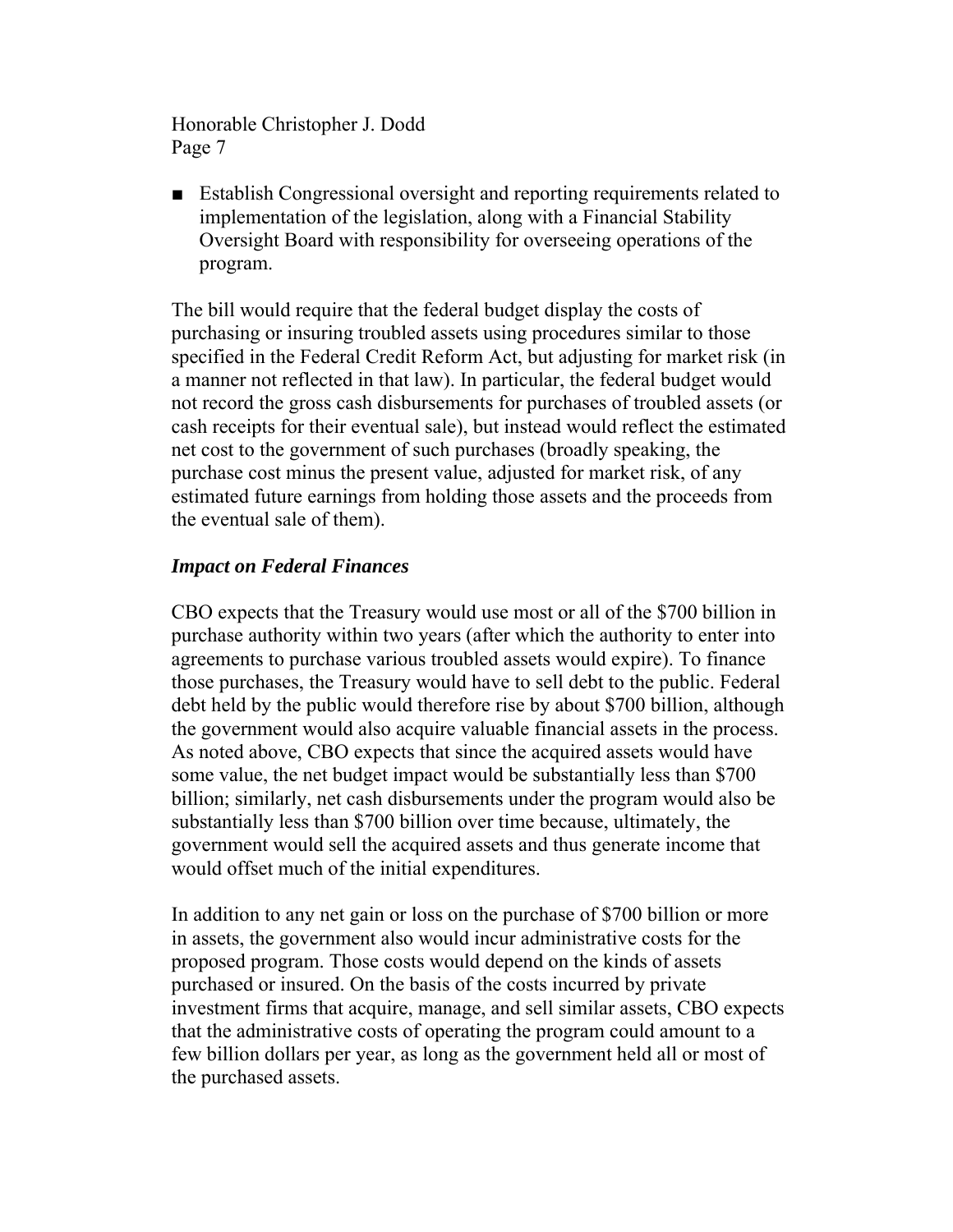- Establish Congressional oversight and reporting requirements related to implementation of the legislation, along with a Financial Stability Oversight Board with responsibility for overseeing operations of the program.

The bill would require that the federal budget display the costs of purchasing or insuring troubled assets using procedures similar to those specified in the Federal Credit Reform Act, but adjusting for market risk (in a manner not reflected in that law). In particular, the federal budget would not record the gross cash disbursements for purchases of troubled assets (or cash receipts for their eventual sale), but instead would reflect the estimated net cost to the government of such purchases (broadly speaking, the purchase cost minus the present value, adjusted for market risk, of any estimated future earnings from holding those assets and the proceeds from the eventual sale of them).

### *Impact on Federal Finances*

CBO expects that the Treasury would use most or all of the $700 billion in purchase authority within two years (after which the authority to enter into agreements to purchase various troubled assets would expire). To finance those purchases, the Treasury would have to sell debt to the public. Federal debt held by the public would therefore rise by about $700 billion, although the government would also acquire valuable financial assets in the process. As noted above, CBO expects that since the acquired assets would have some value, the net budget impact would be substantially less than $700 billion; similarly, net cash disbursements under the program would also be substantially less than $700 billion over time because, ultimately, the government would sell the acquired assets and thus generate income that would offset much of the initial expenditures.

In addition to any net gain or loss on the purchase of $700 billion or more in assets, the government also would incur administrative costs for the proposed program. Those costs would depend on the kinds of assets purchased or insured. On the basis of the costs incurred by private investment firms that acquire, manage, and sell similar assets, CBO expects that the administrative costs of operating the program could amount to a few billion dollars per year, as long as the government held all or most of the purchased assets.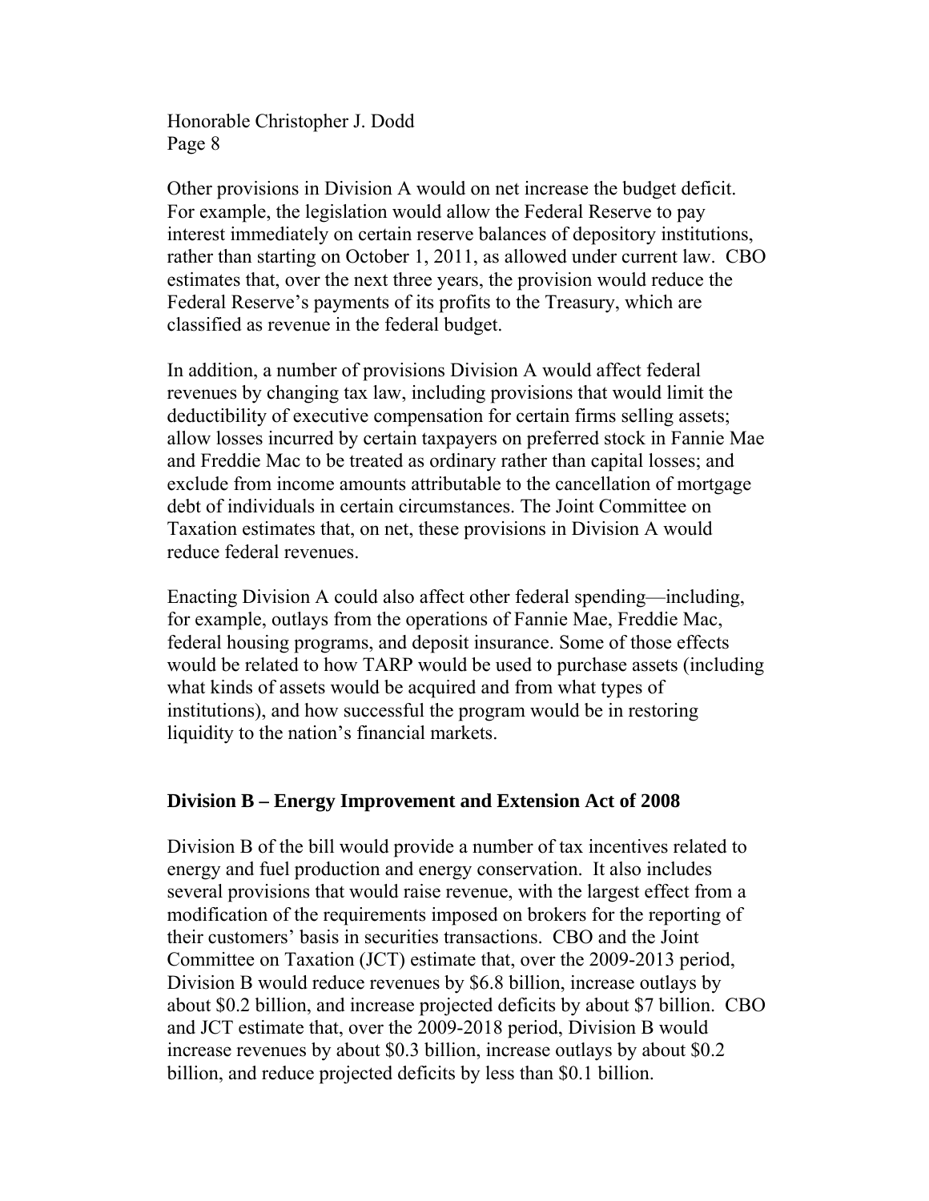Other provisions in Division A would on net increase the budget deficit. For example, the legislation would allow the Federal Reserve to pay interest immediately on certain reserve balances of depository institutions, rather than starting on October 1, 2011, as allowed under current law. CBO estimates that, over the next three years, the provision would reduce the Federal Reserve's payments of its profits to the Treasury, which are classified as revenue in the federal budget.

In addition, a number of provisions Division A would affect federal revenues by changing tax law, including provisions that would limit the deductibility of executive compensation for certain firms selling assets; allow losses incurred by certain taxpayers on preferred stock in Fannie Mae and Freddie Mac to be treated as ordinary rather than capital losses; and exclude from income amounts attributable to the cancellation of mortgage debt of individuals in certain circumstances. The Joint Committee on Taxation estimates that, on net, these provisions in Division A would reduce federal revenues.

Enacting Division A could also affect other federal spending—including, for example, outlays from the operations of Fannie Mae, Freddie Mac, federal housing programs, and deposit insurance. Some of those effects would be related to how TARP would be used to purchase assets (including what kinds of assets would be acquired and from what types of institutions), and how successful the program would be in restoring liquidity to the nation's financial markets.

**Division B – Energy Improvement and Extension Act of 2008**

Division B of the bill would provide a number of tax incentives related to energy and fuel production and energy conservation. It also includes several provisions that would raise revenue, with the largest effect from a modification of the requirements imposed on brokers for the reporting of their customers' basis in securities transactions. CBO and the Joint Committee on Taxation (JCT) estimate that, over the 2009-2013 period, Division B would reduce revenues by $6.8 billion, increase outlays by about $0.2 billion, and increase projected deficits by about $7 billion. CBO and JCT estimate that, over the 2009-2018 period, Division B would increase revenues by about $0.3 billion, increase outlays by about $0.2 billion, and reduce projected deficits by less than $0.1 billion.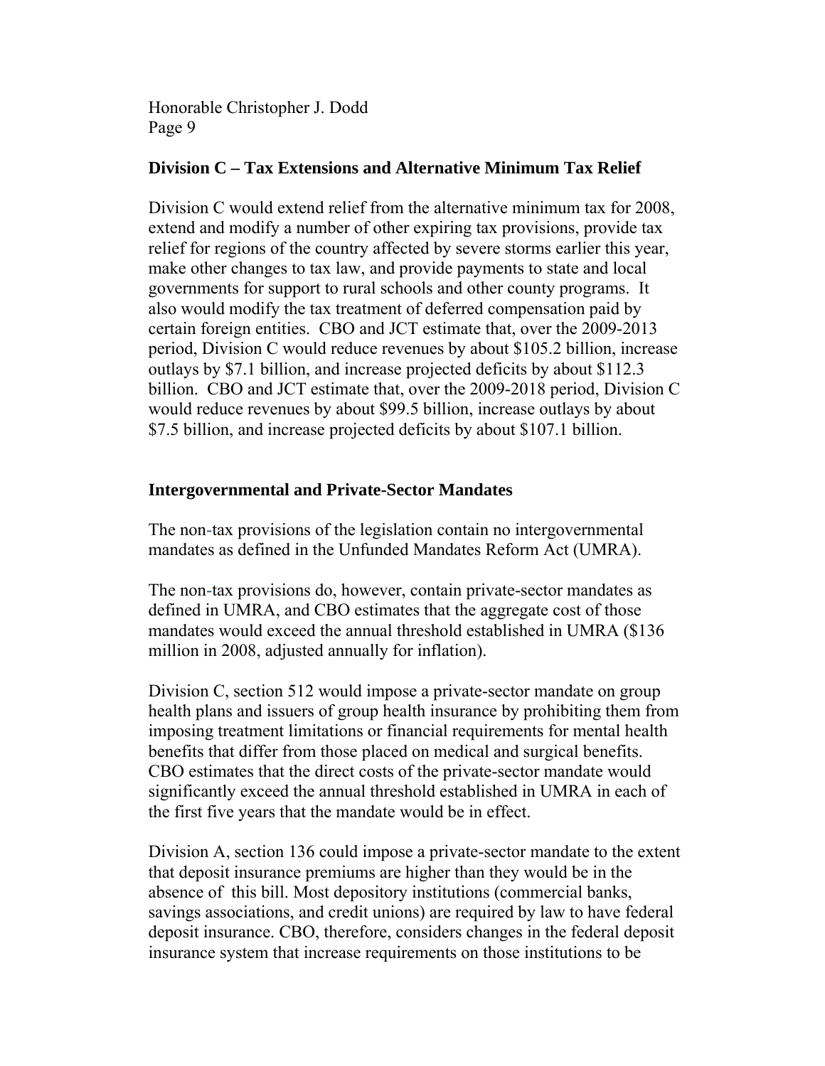## Division C – Tax Extensions and Alternative Minimum Tax Relief

Division C would extend relief from the alternative minimum tax for 2008, extend and modify a number of other expiring tax provisions, provide tax relief for regions of the country affected by severe storms earlier this year, make other changes to tax law, and provide payments to state and local governments for support to rural schools and other county programs. It also would modify the tax treatment of deferred compensation paid by certain foreign entities. CBO and JCT estimate that, over the 2009-2013 period, Division C would reduce revenues by about $105.2 billion, increase outlays by $7.1 billion, and increase projected deficits by about $112.3 billion. CBO and JCT estimate that, over the 2009-2018 period, Division C would reduce revenues by about $99.5 billion, increase outlays by about $7.5 billion, and increase projected deficits by about $107.1 billion.

## Intergovernmental and Private-Sector Mandates

The non-tax provisions of the legislation contain no intergovernmental mandates as defined in the Unfunded Mandates Reform Act (UMRA).

The non-tax provisions do, however, contain private-sector mandates as defined in UMRA, and CBO estimates that the aggregate cost of those mandates would exceed the annual threshold established in UMRA ($136 million in 2008, adjusted annually for inflation).

Division C, section 512 would impose a private-sector mandate on group health plans and issuers of group health insurance by prohibiting them from imposing treatment limitations or financial requirements for mental health benefits that differ from those placed on medical and surgical benefits. CBO estimates that the direct costs of the private-sector mandate would significantly exceed the annual threshold established in UMRA in each of the first five years that the mandate would be in effect.

Division A, section 136 could impose a private-sector mandate to the extent that deposit insurance premiums are higher than they would be in the absence of this bill. Most depository institutions (commercial banks, savings associations, and credit unions) are required by law to have federal deposit insurance. CBO, therefore, considers changes in the federal deposit insurance system that increase requirements on those institutions to be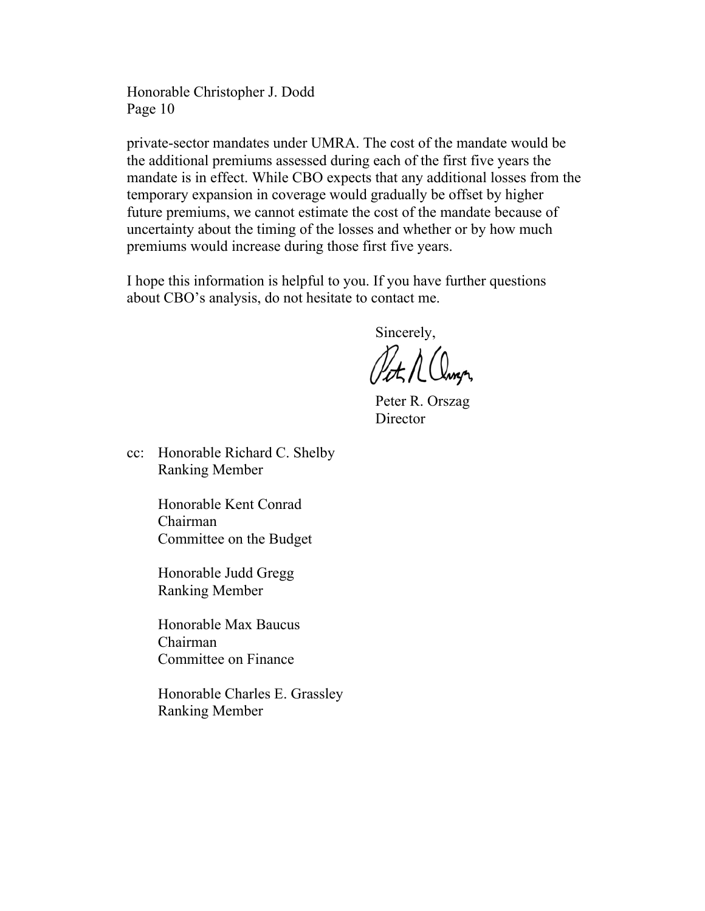private-sector mandates under UMRA. The cost of the mandate would be the additional premiums assessed during each of the first five years the mandate is in effect. While CBO expects that any additional losses from the temporary expansion in coverage would gradually be offset by higher future premiums, we cannot estimate the cost of the mandate because of uncertainty about the timing of the losses and whether or by how much premiums would increase during those first five years.

I hope this information is helpful to you. If you have further questions about CBO's analysis, do not hesitate to contact me.

Sincerely,

Peter R. Orszag
Director

cc: Honorable Richard C. Shelby
Ranking Member

Honorable Kent Conrad
Chairman
Committee on the Budget

Honorable Judd Gregg
Ranking Member

Honorable Max Baucus
Chairman
Committee on Finance

Honorable Charles E. Grassley
Ranking Member